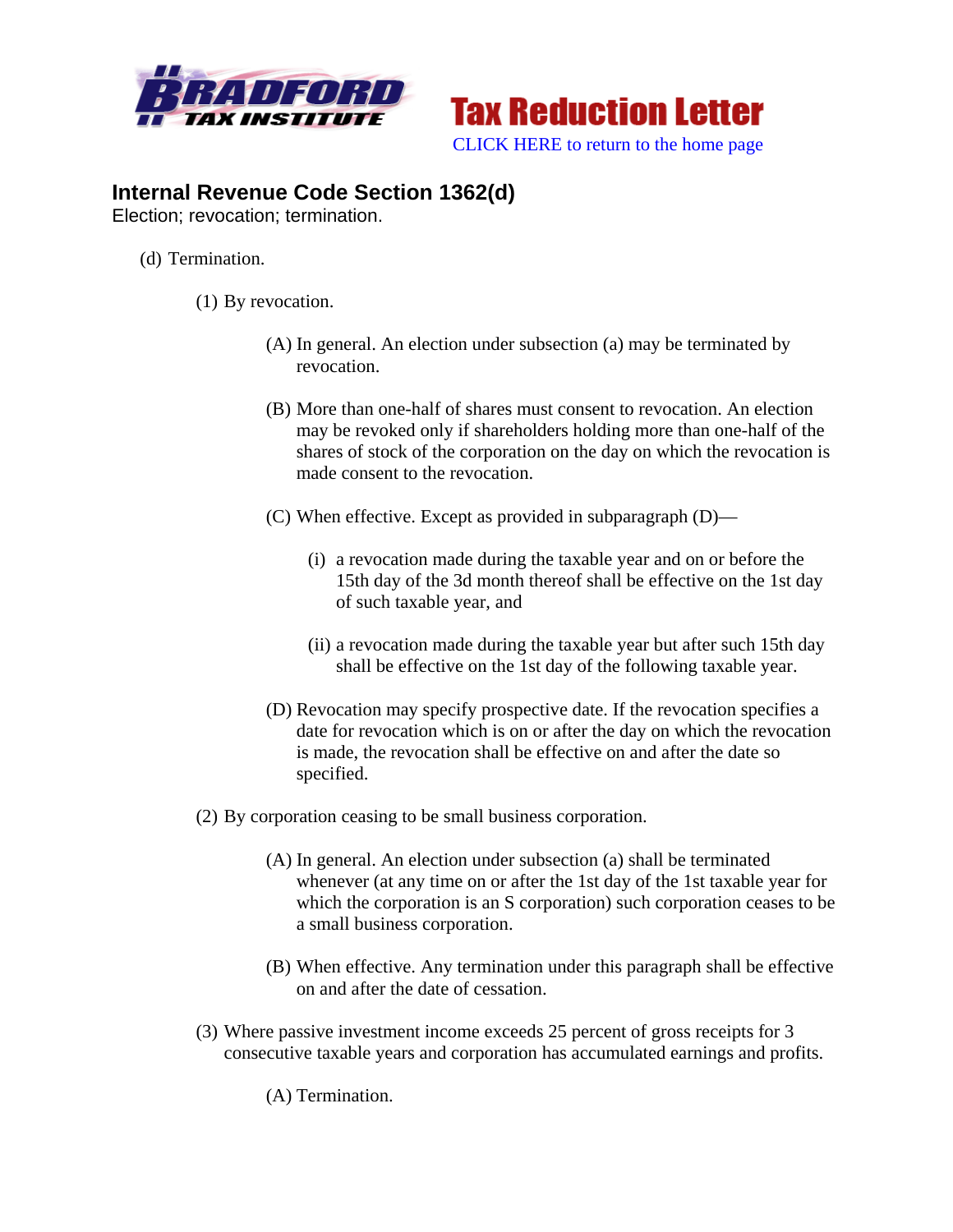**Tax Reduction Letter**

CLICK HERE to return to the home page

## Internal Revenue Code Section 1362(d)

Election; revocation; termination.

(d) Termination.

(1) By revocation.

(A) In general. An election under subsection (a) may be terminated by revocation.

(B) More than one-half of shares must consent to revocation. An election may be revoked only if shareholders holding more than one-half of the shares of stock of the corporation on the day on which the revocation is made consent to the revocation.

(C) When effective. Except as provided in subparagraph (D)—

(i) a revocation made during the taxable year and on or before the 15th day of the 3d month thereof shall be effective on the 1st day of such taxable year, and

(ii) a revocation made during the taxable year but after such 15th day shall be effective on the 1st day of the following taxable year.

(D) Revocation may specify prospective date. If the revocation specifies a date for revocation which is on or after the day on which the revocation is made, the revocation shall be effective on and after the date so specified.

(2) By corporation ceasing to be small business corporation.

(A) In general. An election under subsection (a) shall be terminated whenever (at any time on or after the 1st day of the 1st taxable year for which the corporation is an S corporation) such corporation ceases to be a small business corporation.

(B) When effective. Any termination under this paragraph shall be effective on and after the date of cessation.

(3) Where passive investment income exceeds 25 percent of gross receipts for 3 consecutive taxable years and corporation has accumulated earnings and profits.

(A) Termination.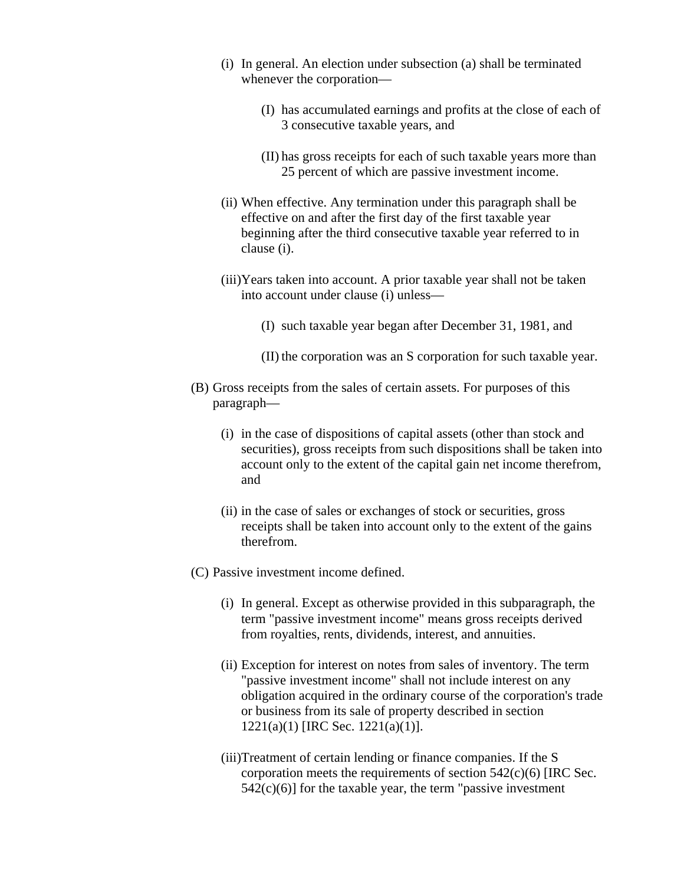- (i) In general. An election under subsection (a) shall be terminated whenever the corporation—

  - (I) has accumulated earnings and profits at the close of each of 3 consecutive taxable years, and

  - (II) has gross receipts for each of such taxable years more than 25 percent of which are passive investment income.

- (ii) When effective. Any termination under this paragraph shall be effective on and after the first day of the first taxable year beginning after the third consecutive taxable year referred to in clause (i).

- (iii) Years taken into account. A prior taxable year shall not be taken into account under clause (i) unless—

  - (I) such taxable year began after December 31, 1981, and

  - (II) the corporation was an S corporation for such taxable year.

(B) Gross receipts from the sales of certain assets. For purposes of this paragraph—

- (i) in the case of dispositions of capital assets (other than stock and securities), gross receipts from such dispositions shall be taken into account only to the extent of the capital gain net income therefrom, and

- (ii) in the case of sales or exchanges of stock or securities, gross receipts shall be taken into account only to the extent of the gains therefrom.

(C) Passive investment income defined.

- (i) In general. Except as otherwise provided in this subparagraph, the term "passive investment income" means gross receipts derived from royalties, rents, dividends, interest, and annuities.

- (ii) Exception for interest on notes from sales of inventory. The term "passive investment income" shall not include interest on any obligation acquired in the ordinary course of the corporation's trade or business from its sale of property described in section 1221(a)(1) [IRC Sec. 1221(a)(1)].

- (iii) Treatment of certain lending or finance companies. If the S corporation meets the requirements of section 542(c)(6) [IRC Sec. 542(c)(6)] for the taxable year, the term "passive investment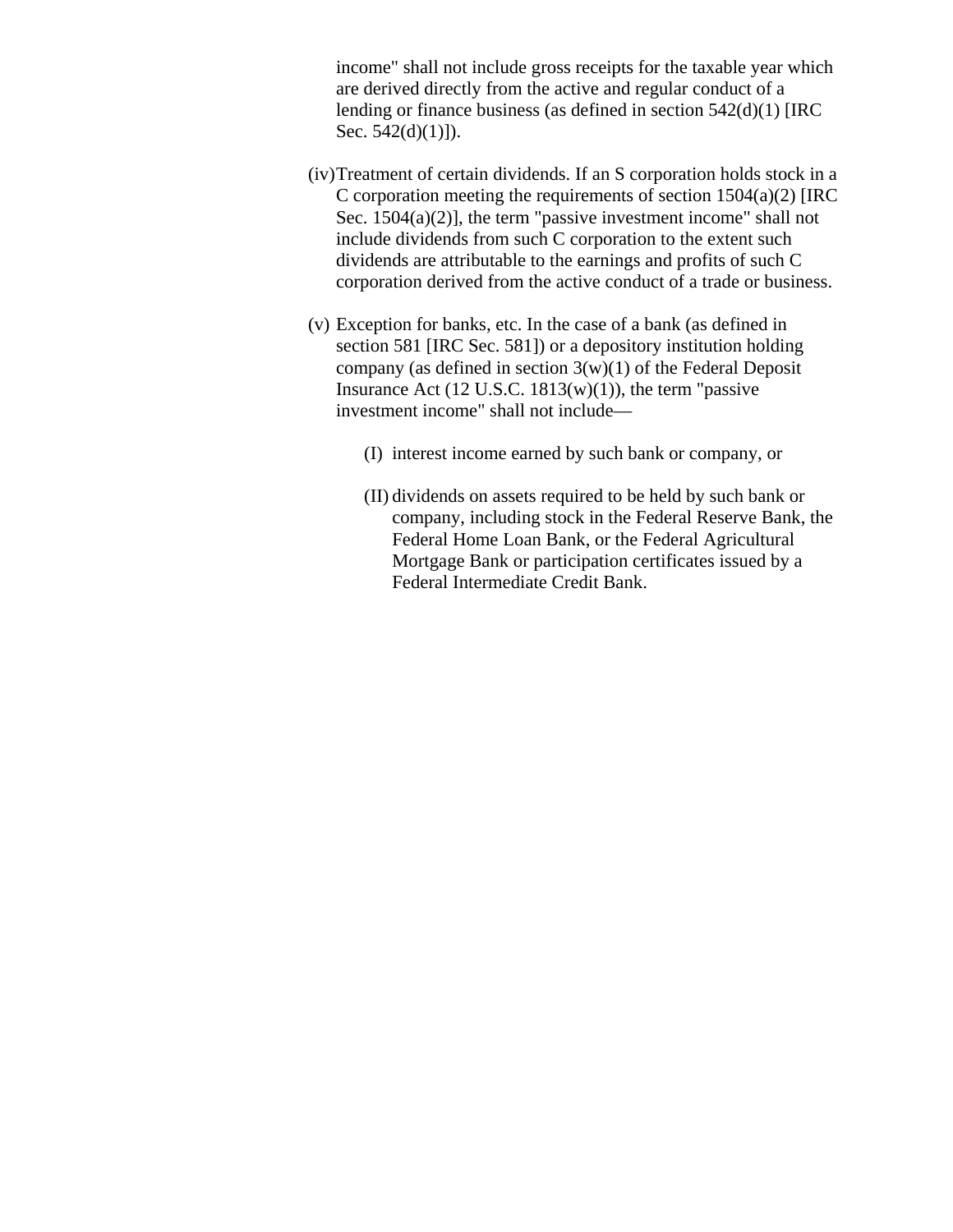income" shall not include gross receipts for the taxable year which are derived directly from the active and regular conduct of a lending or finance business (as defined in section 542(d)(1) [IRC Sec. 542(d)(1)]).

(iv) Treatment of certain dividends. If an S corporation holds stock in a C corporation meeting the requirements of section 1504(a)(2) [IRC Sec. 1504(a)(2)], the term "passive investment income" shall not include dividends from such C corporation to the extent such dividends are attributable to the earnings and profits of such C corporation derived from the active conduct of a trade or business.

(v) Exception for banks, etc. In the case of a bank (as defined in section 581 [IRC Sec. 581]) or a depository institution holding company (as defined in section 3(w)(1) of the Federal Deposit Insurance Act (12 U.S.C. 1813(w)(1)), the term "passive investment income" shall not include—

(I) interest income earned by such bank or company, or

(II) dividends on assets required to be held by such bank or company, including stock in the Federal Reserve Bank, the Federal Home Loan Bank, or the Federal Agricultural Mortgage Bank or participation certificates issued by a Federal Intermediate Credit Bank.